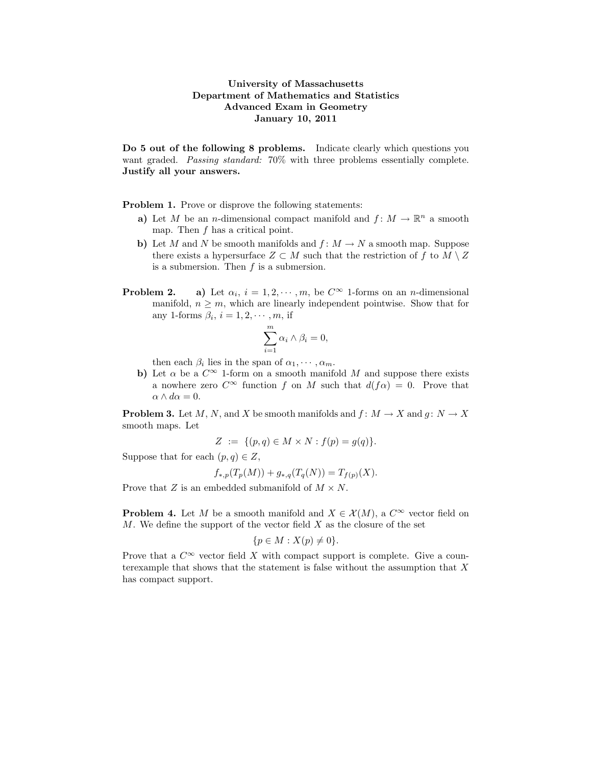**University of Massachusetts**
**Department of Mathematics and Statistics**
**Advanced Exam in Geometry**
**January 10, 2011**

**Do 5 out of the following 8 problems.** Indicate clearly which questions you want graded. *Passing standard:* 70% with three problems essentially complete. **Justify all your answers.**

**Problem 1.** Prove or disprove the following statements:

**a)** Let $M$ be an $n$-dimensional compact manifold and $f\colon M \to \mathbb{R}^n$ a smooth map. Then $f$ has a critical point.

**b)** Let $M$ and $N$ be smooth manifolds and $f\colon M \to N$ a smooth map. Suppose there exists a hypersurface $Z \subset M$ such that the restriction of $f$ to $M \setminus Z$ is a submersion. Then $f$ is a submersion.

**Problem 2.** **a)** Let $\alpha_i$, $i = 1, 2, \cdots, m$, be $C^\infty$ 1-forms on an $n$-dimensional manifold, $n \geq m$, which are linearly independent pointwise. Show that for any 1-forms $\beta_i$, $i = 1, 2, \cdots, m$, if

$$\sum_{i=1}^{m} \alpha_i \wedge \beta_i = 0,$$

then each $\beta_i$ lies in the span of $\alpha_1, \cdots, \alpha_m$.

**b)** Let $\alpha$ be a $C^\infty$ 1-form on a smooth manifold $M$ and suppose there exists a nowhere zero $C^\infty$ function $f$ on $M$ such that $d(f\alpha) = 0$. Prove that $\alpha \wedge d\alpha = 0$.

**Problem 3.** Let $M$, $N$, and $X$ be smooth manifolds and $f\colon M \to X$ and $g\colon N \to X$ smooth maps. Let

$$Z := \{(p, q) \in M \times N : f(p) = g(q)\}.$$

Suppose that for each $(p, q) \in Z$,

$$f_{*,p}(T_p(M)) + g_{*,q}(T_q(N)) = T_{f(p)}(X).$$

Prove that $Z$ is an embedded submanifold of $M \times N$.

**Problem 4.** Let $M$ be a smooth manifold and $X \in \mathcal{X}(M)$, a $C^\infty$ vector field on $M$. We define the support of the vector field $X$ as the closure of the set

$$\{p \in M : X(p) \neq 0\}.$$

Prove that a $C^\infty$ vector field $X$ with compact support is complete. Give a counterexample that shows that the statement is false without the assumption that $X$ has compact support.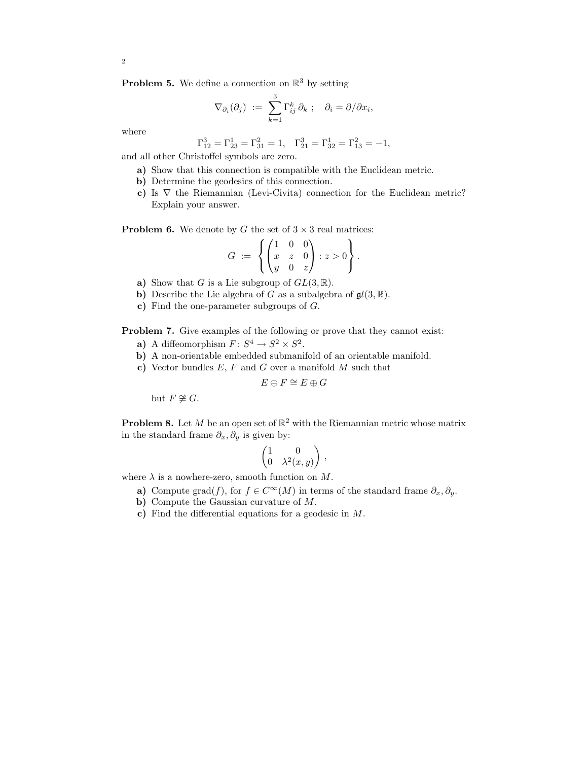**Problem 5.** We define a connection on $\mathbb{R}^3$ by setting

$$\nabla_{\partial_i}(\partial_j) \;:=\; \sum_{k=1}^{3} \Gamma_{ij}^{k}\,\partial_k\;; \quad \partial_i = \partial/\partial x_i,$$

where

$$\Gamma_{12}^{3} = \Gamma_{23}^{1} = \Gamma_{31}^{2} = 1, \quad \Gamma_{21}^{3} = \Gamma_{32}^{1} = \Gamma_{13}^{2} = -1,$$

and all other Christoffel symbols are zero.

**a)** Show that this connection is compatible with the Euclidean metric.

**b)** Determine the geodesics of this connection.

**c)** Is $\nabla$ the Riemannian (Levi-Civita) connection for the Euclidean metric? Explain your answer.

**Problem 6.** We denote by $G$ the set of $3 \times 3$ real matrices:

$$G \;:=\; \left\{ \begin{pmatrix} 1 & 0 & 0 \\ x & z & 0 \\ y & 0 & z \end{pmatrix} : z > 0 \right\}.$$

**a)** Show that $G$ is a Lie subgroup of $GL(3, \mathbb{R})$.

**b)** Describe the Lie algebra of $G$ as a subalgebra of $\mathfrak{gl}(3, \mathbb{R})$.

**c)** Find the one-parameter subgroups of $G$.

**Problem 7.** Give examples of the following or prove that they cannot exist:

**a)** A diffeomorphism $F\colon S^4 \to S^2 \times S^2$.

**b)** A non-orientable embedded submanifold of an orientable manifold.

**c)** Vector bundles $E$, $F$ and $G$ over a manifold $M$ such that

$$E \oplus F \cong E \oplus G$$

but $F \ncong G$.

**Problem 8.** Let $M$ be an open set of $\mathbb{R}^2$ with the Riemannian metric whose matrix in the standard frame $\partial_x, \partial_y$ is given by:

$$\begin{pmatrix} 1 & 0 \\ 0 & \lambda^2(x, y) \end{pmatrix},$$

where $\lambda$ is a nowhere-zero, smooth function on $M$.

**a)** Compute $\mathrm{grad}(f)$, for $f \in C^\infty(M)$ in terms of the standard frame $\partial_x, \partial_y$.

**b)** Compute the Gaussian curvature of $M$.

**c)** Find the differential equations for a geodesic in $M$.